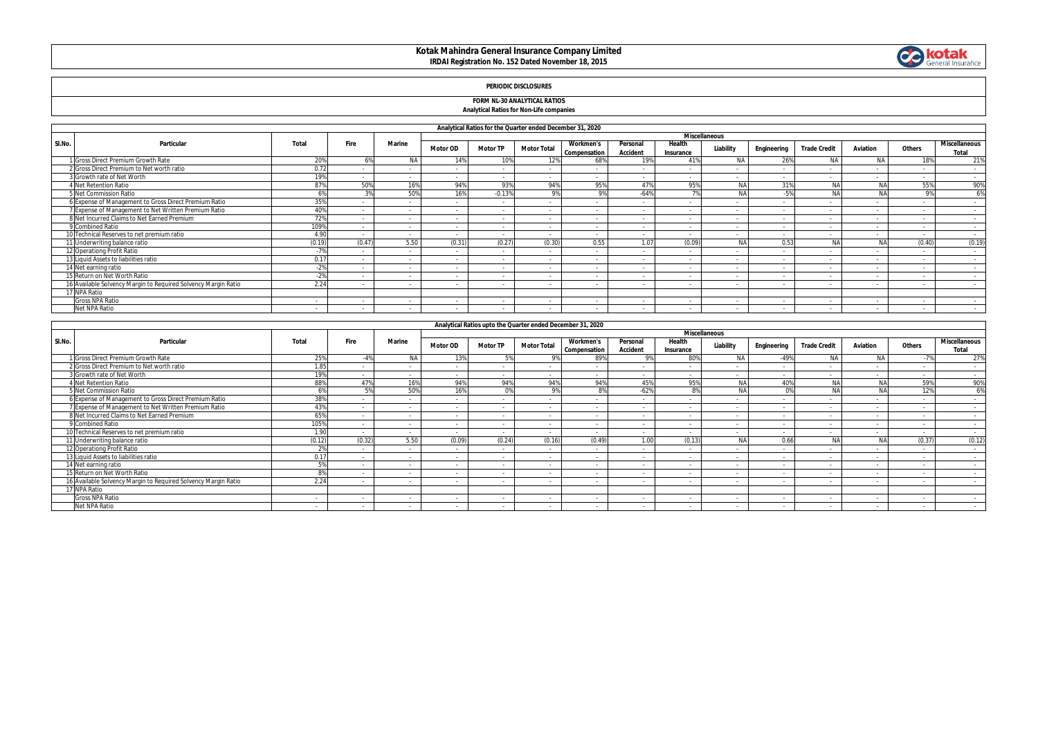# Kotak Mahindra General Insurance Company Limited

**IRDAI Registration No. 152 Dated November 18, 2015**

## PERIODIC DISCLOSURES

### FORM NL-30 ANALYTICAL RATIOS

**Analytical Ratios for Non-Life companies**

| Sl.No. | Particular | Total | Fire | Marine | Miscellaneous | | | | | | | | | | | | |
|---|---|---|---|---|---|---|---|---|---|---|---|---|---|---|---|---|---|
| | | | | | Motor OD | Motor TP | Motor Total | Workmen's Compensation | Personal Accident | Health Insurance | Liability | Engineering | Trade Credit | Aviation | Others | Miscellaneous Total |
| | **Analytical Ratios for the Quarter ended December 31, 2020** | | | | | | | | | | | | | | | | |
| 1 | Gross Direct Premium Growth Rate | 20% | 6% | NA | 14% | 10% | 12% | 68% | 19% | 41% | NA | 26% | NA | NA | 18% | 21% |
| 2 | Gross Direct Premium to Net worth ratio | 0.72 | - | - | - | - | - | - | - | - | - | - | - | - | - | - |
| 3 | Growth rate of Net Worth | 19% | - | - | - | - | - | - | - | - | - | - | - | - | - | - |
| 4 | Net Retention Ratio | 87% | 50% | 16% | 94% | 93% | 94% | 95% | 47% | 95% | NA | 31% | NA | NA | 55% | 90% |
| 5 | Net Commission Ratio | 6% | 3% | 50% | 16% | -0.13% | 9% | 9% | -64% | 7% | NA | -5% | NA | NA | 9% | 6% |
| 6 | Expense of Management to Gross Direct Premium Ratio | 35% | - | - | - | - | - | - | - | - | - | - | - | - | - | - |
| 7 | Expense of Management to Net Written Premium Ratio | 40% | - | - | - | - | - | - | - | - | - | - | - | - | - | - |
| 8 | Net Incurred Claims to Net Earned Premium | 72% | - | - | - | - | - | - | - | - | - | - | - | - | - | - |
| 9 | Combined Ratio | 109% | - | - | - | - | - | - | - | - | - | - | - | - | - | - |
| 10 | Technical Reserves to net premium ratio | 4.90 | - | - | - | - | - | - | - | - | - | - | - | - | - | - |
| 11 | Underwriting balance ratio | (0.19) | (0.47) | 5.50 | (0.31) | (0.27) | (0.30) | 0.55 | 1.07 | (0.09) | NA | 0.53 | NA | NA | (0.40) | (0.19) |
| 12 | Operationg Profit Ratio | -7% | - | - | - | - | - | - | - | - | - | - | - | - | - | - |
| 13 | Liquid Assets to liabilities ratio | 0.17 | - | - | - | - | - | - | - | - | - | - | - | - | - | - |
| 14 | Net earning ratio | -2% | - | - | - | - | - | - | - | - | - | - | - | - | - | - |
| 15 | Return on Net Worth Ratio | -2% | - | - | - | - | - | - | - | - | - | - | - | - | - | - |
| 16 | Available Solvency Margin to Required Solvency Margin Ratio | 2.24 | - | - | - | - | - | - | - | - | - | - | - | - | - | - |
| 17 | NPA Ratio | | | | | | | | | | | | | | | |
| | Gross NPA Ratio | - | - | - | - | - | - | - | - | - | - | - | - | - | - | - |
| | Net NPA Ratio | - | - | - | - | - | - | - | - | - | - | - | - | - | - | - |

| Sl.No. | Particular | Total | Fire | Marine | Miscellaneous | | | | | | | | | | | |
|---|---|---|---|---|---|---|---|---|---|---|---|---|---|---|---|---|
| | | | | | Motor OD | Motor TP | Motor Total | Workmen's Compensation | Personal Accident | Health Insurance | Liability | Engineering | Trade Credit | Aviation | Others | Miscellaneous Total |
| | **Analytical Ratios upto the Quarter ended December 31, 2020** | | | | | | | | | | | | | | | |
| 1 | Gross Direct Premium Growth Rate | 25% | -4% | NA | 13% | 5% | 9% | 89% | 9% | 80% | NA | -49% | NA | NA | -7% | 27% |
| 2 | Gross Direct Premium to Net worth ratio | 1.85 | - | - | - | - | - | - | - | - | - | - | - | - | - | - |
| 3 | Growth rate of Net Worth | 19% | - | - | - | - | - | - | - | - | - | - | - | - | - | - |
| 4 | Net Retention Ratio | 88% | 47% | 16% | 94% | 94% | 94% | 94% | 45% | 95% | NA | 40% | NA | NA | 59% | 90% |
| 5 | Net Commission Ratio | 6% | 5% | 50% | 16% | 0% | 9% | 8% | -62% | 8% | NA | 0% | NA | NA | 12% | 6% |
| 6 | Expense of Management to Gross Direct Premium Ratio | 38% | - | - | - | - | - | - | - | - | - | - | - | - | - | - |
| 7 | Expense of Management to Net Written Premium Ratio | 43% | - | - | - | - | - | - | - | - | - | - | - | - | - | - |
| 8 | Net Incurred Claims to Net Earned Premium | 65% | - | - | - | - | - | - | - | - | - | - | - | - | - | - |
| 9 | Combined Ratio | 105% | - | - | - | - | - | - | - | - | - | - | - | - | - | - |
| 10 | Technical Reserves to net premium ratio | 1.90 | - | - | - | - | - | - | - | - | - | - | - | - | - | - |
| 11 | Underwriting balance ratio | (0.12) | (0.32) | 5.50 | (0.09) | (0.24) | (0.16) | (0.49) | 1.00 | (0.13) | NA | 0.66 | NA | NA | (0.37) | (0.12) |
| 12 | Operationg Profit Ratio | 2% | - | - | - | - | - | - | - | - | - | - | - | - | - | - |
| 13 | Liquid Assets to liabilities ratio | 0.17 | - | - | - | - | - | - | - | - | - | - | - | - | - | - |
| 14 | Net earning ratio | 5% | - | - | - | - | - | - | - | - | - | - | - | - | - | - |
| 15 | Return on Net Worth Ratio | 8% | - | - | - | - | - | - | - | - | - | - | - | - | - | - |
| 16 | Available Solvency Margin to Required Solvency Margin Ratio | 2.24 | - | - | - | - | - | - | - | - | - | - | - | - | - | - |
| 17 | NPA Ratio | | | | | | | | | | | | | | | |
| | Gross NPA Ratio | - | - | - | - | - | - | - | - | - | - | - | - | - | - | - |
| | Net NPA Ratio | - | - | - | - | - | - | - | - | - | - | - | - | - | - | - |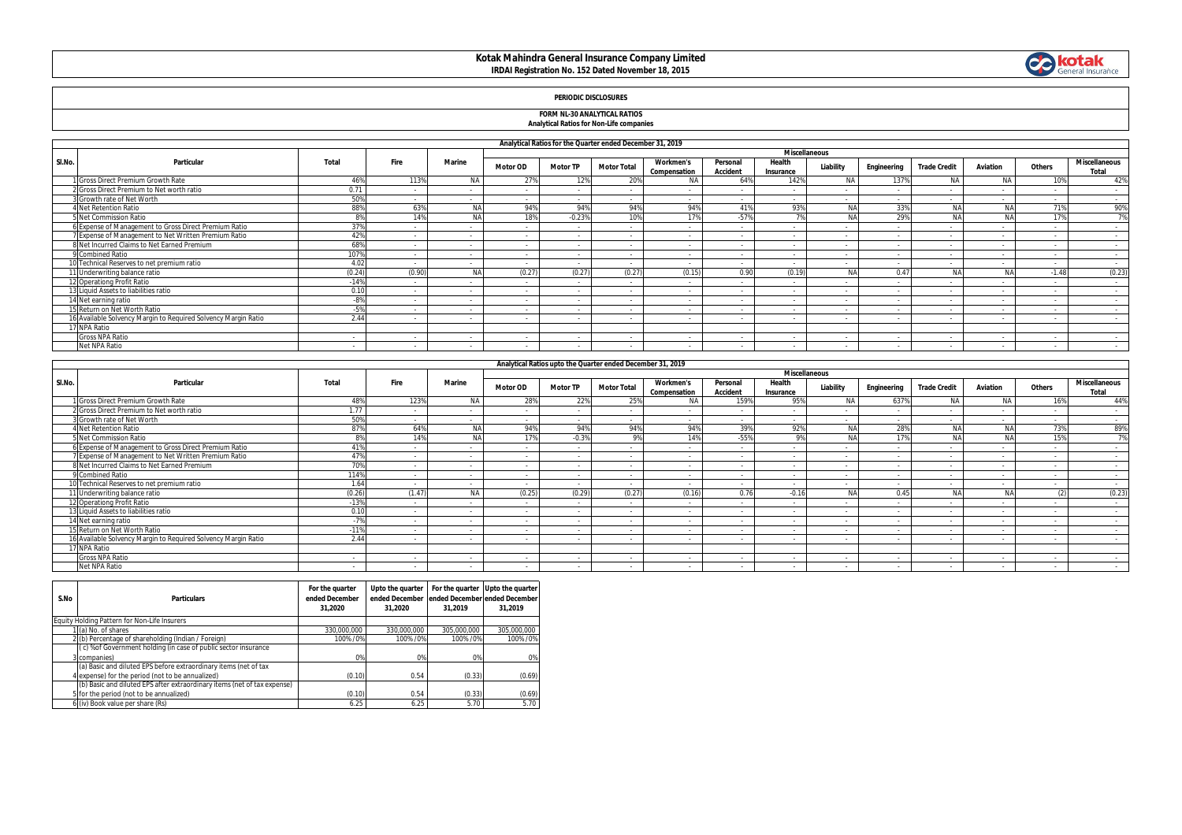# Kotak Mahindra General Insurance Company Limited

**IRDAI Registration No. 152 Dated November 18, 2015**

## PERIODIC DISCLOSURES

### FORM NL-30 ANALYTICAL RATIOS

**Analytical Ratios for Non-Life companies**

**Analytical Ratios for the Quarter ended December 31, 2019**

| Sl.No. | Particular | Total | Fire | Marine | Miscellaneous | | | | | | | | | | | | |
|---|---|---|---|---|---|---|---|---|---|---|---|---|---|---|---|---|---|
| | | | | | Motor OD | Motor TP | Motor Total | Workmen's Compensation | Personal Accident | Health Insurance | Liability | Engineering | Trade Credit | Aviation | Others | Miscellaneous Total |
| 1 | Gross Direct Premium Growth Rate | 46% | 113% | NA | 27% | 12% | 20% | NA | 64% | 142% | NA | 137% | NA | NA | 10% | 42% |
| 2 | Gross Direct Premium to Net worth ratio | 0.71 | - | - | - | - | - | - | - | - | - | - | - | - | - | - |
| 3 | Growth rate of Net Worth | 50% | - | - | - | - | - | - | - | - | - | - | - | - | - | - |
| 4 | Net Retention Ratio | 88% | 63% | NA | 94% | 94% | 94% | 94% | 41% | 93% | NA | 33% | NA | NA | 71% | 90% |
| 5 | Net Commission Ratio | 8% | 14% | NA | 18% | -0.23% | 10% | 17% | -57% | 7% | NA | 29% | NA | NA | 17% | 7% |
| 6 | Expense of Management to Gross Direct Premium Ratio | 37% | - | - | - | - | - | - | - | - | - | - | - | - | - | - |
| 7 | Expense of Management to Net Written Premium Ratio | 42% | - | - | - | - | - | - | - | - | - | - | - | - | - | - |
| 8 | Net Incurred Claims to Net Earned Premium | 68% | - | - | - | - | - | - | - | - | - | - | - | - | - | - |
| 9 | Combined Ratio | 107% | - | - | - | - | - | - | - | - | - | - | - | - | - | - |
| 10 | Technical Reserves to net premium ratio | 4.02 | - | - | - | - | - | - | - | - | - | - | - | - | - | - |
| 11 | Underwriting balance ratio | (0.24) | (0.90) | NA | (0.27) | (0.27) | (0.27) | (0.15) | 0.90 | (0.19) | NA | 0.47 | NA | NA | -1.48 | (0.23) |
| 12 | Operationg Profit Ratio | -14% | - | - | - | - | - | - | - | - | - | - | - | - | - | - |
| 13 | Liquid Assets to liabilities ratio | 0.10 | - | - | - | - | - | - | - | - | - | - | - | - | - | - |
| 14 | Net earning ratio | -8% | - | - | - | - | - | - | - | - | - | - | - | - | - | - |
| 15 | Return on Net Worth Ratio | -5% | - | - | - | - | - | - | - | - | - | - | - | - | - | - |
| 16 | Available Solvency Margin to Required Solvency Margin Ratio | 2.44 | - | - | - | - | - | - | - | - | - | - | - | - | - | - |
| 17 | NPA Ratio | | | | | | | | | | | | | | | |
| | Gross NPA Ratio | - | - | - | - | - | - | - | - | - | - | - | - | - | - | - |
| | Net NPA Ratio | - | - | - | - | - | - | - | - | - | - | - | - | - | - | - |

**Analytical Ratios upto the Quarter ended December 31, 2019**

| Sl.No. | Particular | Total | Fire | Marine | Miscellaneous | | | | | | | | | | | |
|---|---|---|---|---|---|---|---|---|---|---|---|---|---|---|---|---|
| | | | | | Motor OD | Motor TP | Motor Total | Workmen's Compensation | Personal Accident | Health Insurance | Liability | Engineering | Trade Credit | Aviation | Others | Miscellaneous Total |
| 1 | Gross Direct Premium Growth Rate | 48% | 123% | NA | 28% | 22% | 25% | NA | 159% | 95% | NA | 637% | NA | NA | 16% | 44% |
| 2 | Gross Direct Premium to Net worth ratio | 1.77 | - | - | - | - | - | - | - | - | - | - | - | - | - | - |
| 3 | Growth rate of Net Worth | 50% | - | - | - | - | - | - | - | - | - | - | - | - | - | - |
| 4 | Net Retention Ratio | 87% | 64% | NA | 94% | 94% | 94% | 94% | 39% | 92% | NA | 28% | NA | NA | 73% | 89% |
| 5 | Net Commission Ratio | 8% | 14% | NA | 17% | -0.3% | 9% | 14% | -55% | 9% | NA | 17% | NA | NA | 15% | 7% |
| 6 | Expense of Management to Gross Direct Premium Ratio | 41% | - | - | - | - | - | - | - | - | - | - | - | - | - | - |
| 7 | Expense of Management to Net Written Premium Ratio | 47% | - | - | - | - | - | - | - | - | - | - | - | - | - | - |
| 8 | Net Incurred Claims to Net Earned Premium | 70% | - | - | - | - | - | - | - | - | - | - | - | - | - | - |
| 9 | Combined Ratio | 114% | - | - | - | - | - | - | - | - | - | - | - | - | - | - |
| 10 | Technical Reserves to net premium ratio | 1.64 | - | - | - | - | - | - | - | - | - | - | - | - | - | - |
| 11 | Underwriting balance ratio | (0.26) | (1.47) | NA | (0.25) | (0.29) | (0.27) | (0.16) | 0.76 | -0.16 | NA | 0.45 | NA | NA | (2) | (0.23) |
| 12 | Operationg Profit Ratio | -13% | - | - | - | - | - | - | - | - | - | - | - | - | - | - |
| 13 | Liquid Assets to liabilities ratio | 0.10 | - | - | - | - | - | - | - | - | - | - | - | - | - | - |
| 14 | Net earning ratio | -7% | - | - | - | - | - | - | - | - | - | - | - | - | - | - |
| 15 | Return on Net Worth Ratio | -11% | - | - | - | - | - | - | - | - | - | - | - | - | - | - |
| 16 | Available Solvency Margin to Required Solvency Margin Ratio | 2.44 | - | - | - | - | - | - | - | - | - | - | - | - | - | - |
| 17 | NPA Ratio | | | | | | | | | | | | | | | |
| | Gross NPA Ratio | - | - | - | - | - | - | - | - | - | - | - | - | - | - | - |
| | Net NPA Ratio | - | - | - | - | - | - | - | - | - | - | - | - | - | - | - |

| S.No | Particulars | For the quarter ended December 31,2020 | Upto the quarter ended December 31,2020 | For the quarter ended December 31,2019 | Upto the quarter ended December 31,2019 |
|---|---|---|---|---|---|
| | Equity Holding Pattern for Non-Life Insurers | | | | |
| 1 | (a) No. of shares | 330,000,000 | 330,000,000 | 305,000,000 | 305,000,000 |
| 2 | (b) Percentage of shareholding (Indian / Foreign) | 100% /0% | 100% /0% | 100% /0% | 100% /0% |
| 3 | ( c) %of Government holding (in case of public sector insurance companies) | 0% | 0% | 0% | 0% |
| 4 | (a) Basic and diluted EPS before extraordinary items (net of tax expense) for the period (not to be annualized) | (0.10) | 0.54 | (0.33) | (0.69) |
| 5 | (b) Basic and diluted EPS after extraordinary items (net of tax expense) for the period (not to be annualized) | (0.10) | 0.54 | (0.33) | (0.69) |
| 6 | (iv) Book value per share (Rs) | 6.25 | 6.25 | 5.70 | 5.70 |